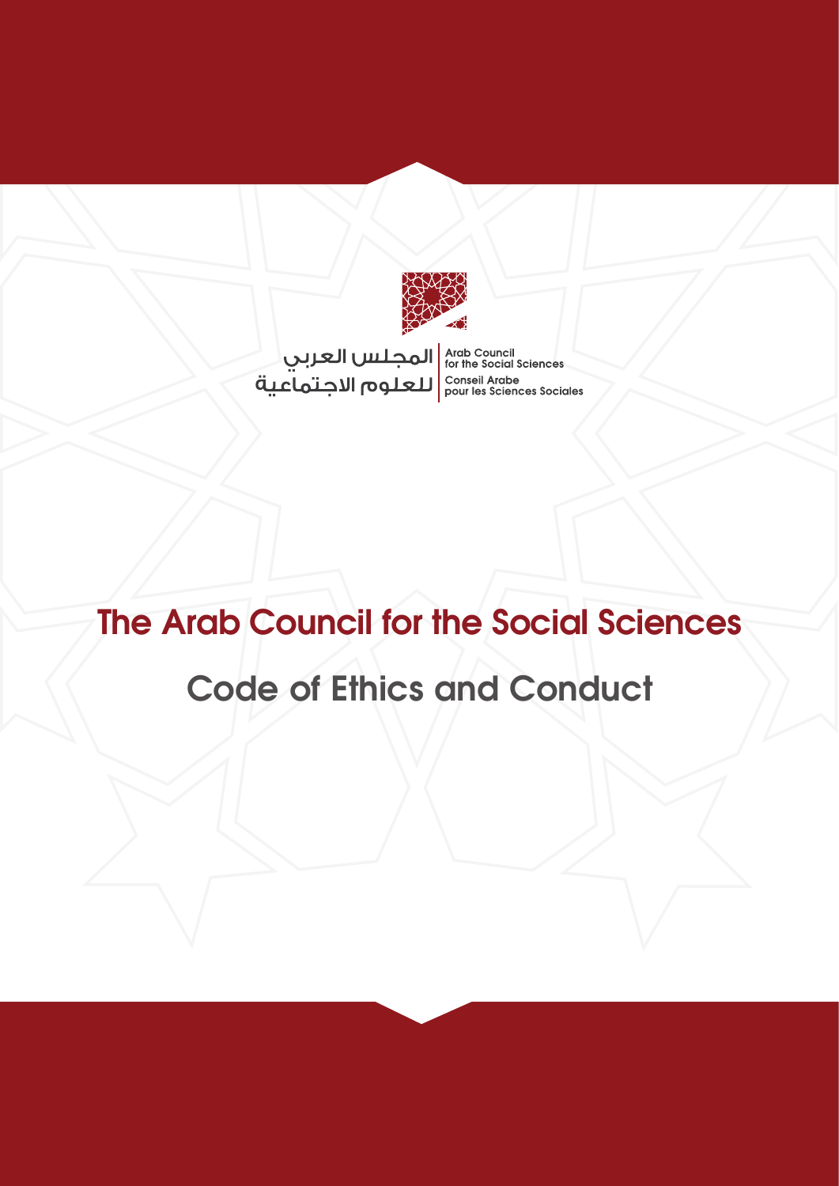المجلس العربي
للعلوم الاجتماعية

Arab Council
for the Social Sciences

Conseil Arabe
pour les Sciences Sociales

# The Arab Council for the Social Sciences

## Code of Ethics and Conduct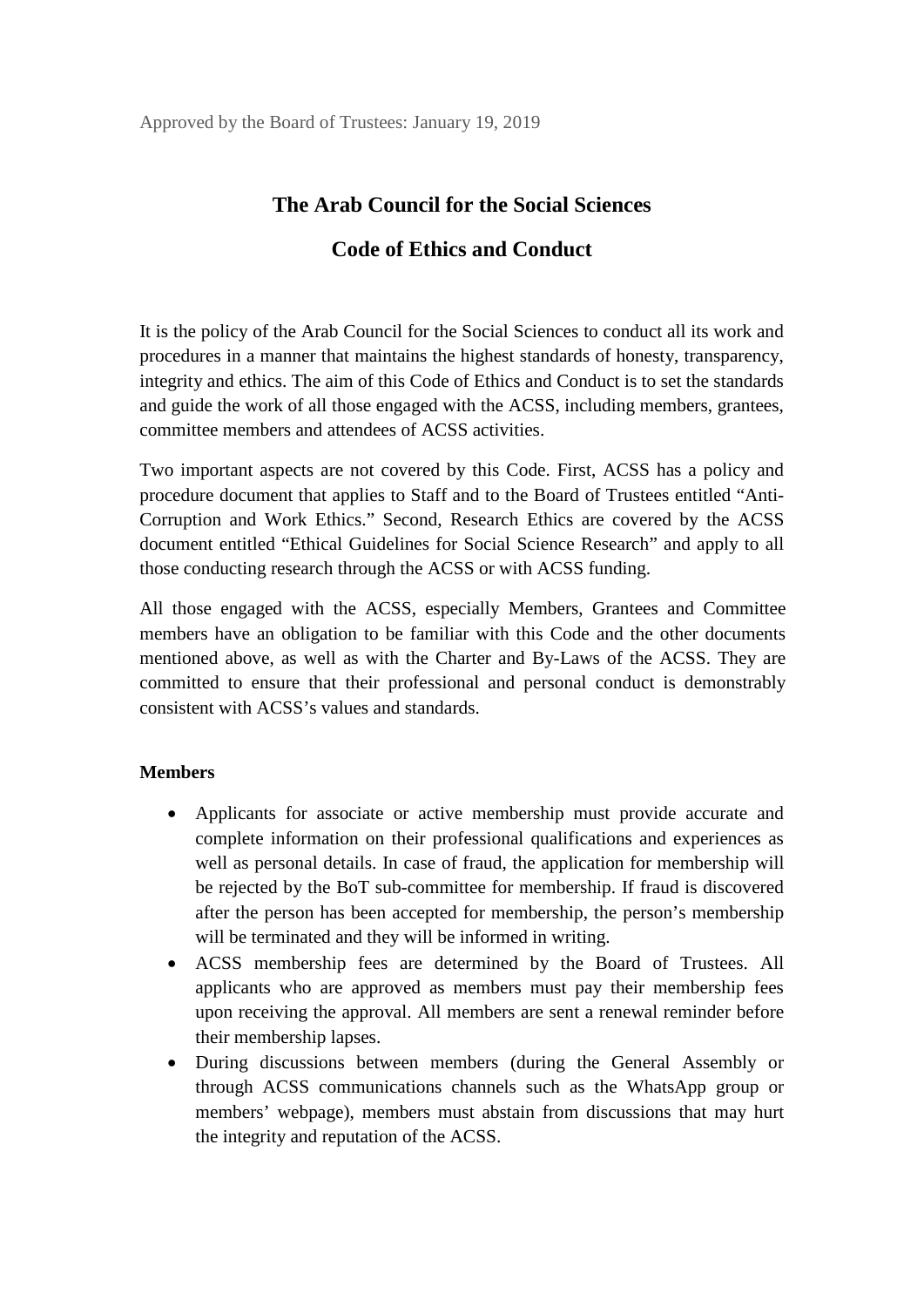Approved by the Board of Trustees: January 19, 2019

# The Arab Council for the Social Sciences

# Code of Ethics and Conduct

It is the policy of the Arab Council for the Social Sciences to conduct all its work and procedures in a manner that maintains the highest standards of honesty, transparency, integrity and ethics. The aim of this Code of Ethics and Conduct is to set the standards and guide the work of all those engaged with the ACSS, including members, grantees, committee members and attendees of ACSS activities.

Two important aspects are not covered by this Code. First, ACSS has a policy and procedure document that applies to Staff and to the Board of Trustees entitled "Anti-Corruption and Work Ethics." Second, Research Ethics are covered by the ACSS document entitled "Ethical Guidelines for Social Science Research" and apply to all those conducting research through the ACSS or with ACSS funding.

All those engaged with the ACSS, especially Members, Grantees and Committee members have an obligation to be familiar with this Code and the other documents mentioned above, as well as with the Charter and By-Laws of the ACSS. They are committed to ensure that their professional and personal conduct is demonstrably consistent with ACSS's values and standards.

**Members**

- Applicants for associate or active membership must provide accurate and complete information on their professional qualifications and experiences as well as personal details. In case of fraud, the application for membership will be rejected by the BoT sub-committee for membership. If fraud is discovered after the person has been accepted for membership, the person's membership will be terminated and they will be informed in writing.
- ACSS membership fees are determined by the Board of Trustees. All applicants who are approved as members must pay their membership fees upon receiving the approval. All members are sent a renewal reminder before their membership lapses.
- During discussions between members (during the General Assembly or through ACSS communications channels such as the WhatsApp group or members' webpage), members must abstain from discussions that may hurt the integrity and reputation of the ACSS.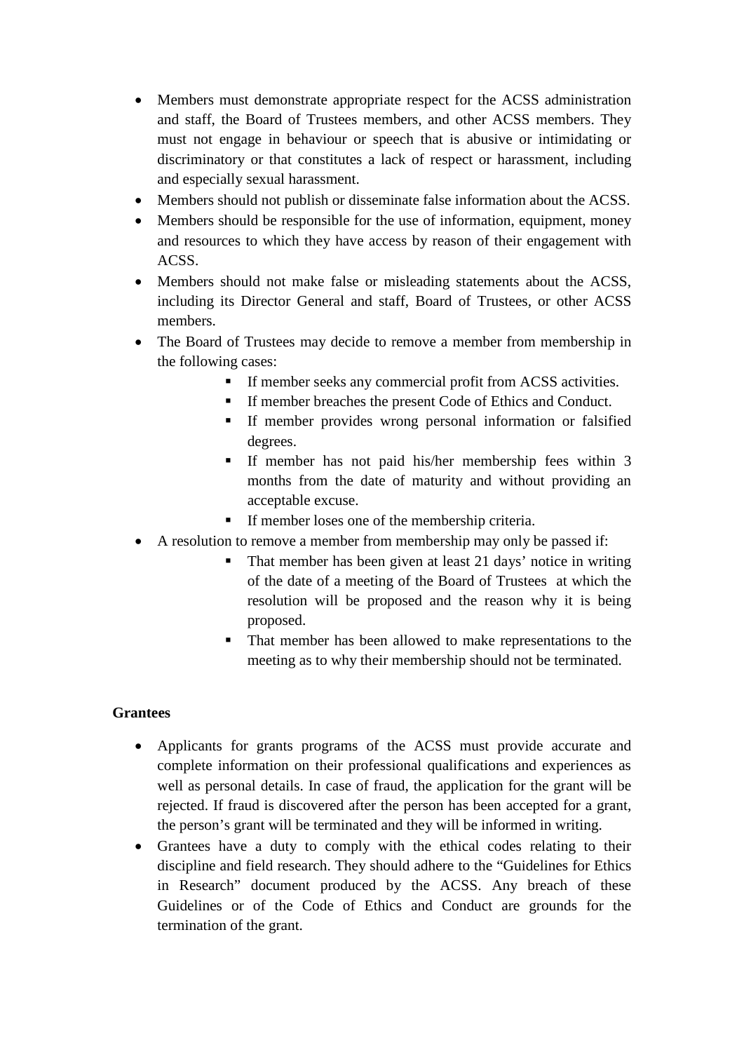- Members must demonstrate appropriate respect for the ACSS administration and staff, the Board of Trustees members, and other ACSS members. They must not engage in behaviour or speech that is abusive or intimidating or discriminatory or that constitutes a lack of respect or harassment, including and especially sexual harassment.
- Members should not publish or disseminate false information about the ACSS.
- Members should be responsible for the use of information, equipment, money and resources to which they have access by reason of their engagement with ACSS.
- Members should not make false or misleading statements about the ACSS, including its Director General and staff, Board of Trustees, or other ACSS members.
- The Board of Trustees may decide to remove a member from membership in the following cases:
    - If member seeks any commercial profit from ACSS activities.
    - If member breaches the present Code of Ethics and Conduct.
    - If member provides wrong personal information or falsified degrees.
    - If member has not paid his/her membership fees within 3 months from the date of maturity and without providing an acceptable excuse.
    - If member loses one of the membership criteria.
- A resolution to remove a member from membership may only be passed if:
    - That member has been given at least 21 days' notice in writing of the date of a meeting of the Board of Trustees at which the resolution will be proposed and the reason why it is being proposed.
    - That member has been allowed to make representations to the meeting as to why their membership should not be terminated.

**Grantees**

- Applicants for grants programs of the ACSS must provide accurate and complete information on their professional qualifications and experiences as well as personal details. In case of fraud, the application for the grant will be rejected. If fraud is discovered after the person has been accepted for a grant, the person's grant will be terminated and they will be informed in writing.
- Grantees have a duty to comply with the ethical codes relating to their discipline and field research. They should adhere to the "Guidelines for Ethics in Research" document produced by the ACSS. Any breach of these Guidelines or of the Code of Ethics and Conduct are grounds for the termination of the grant.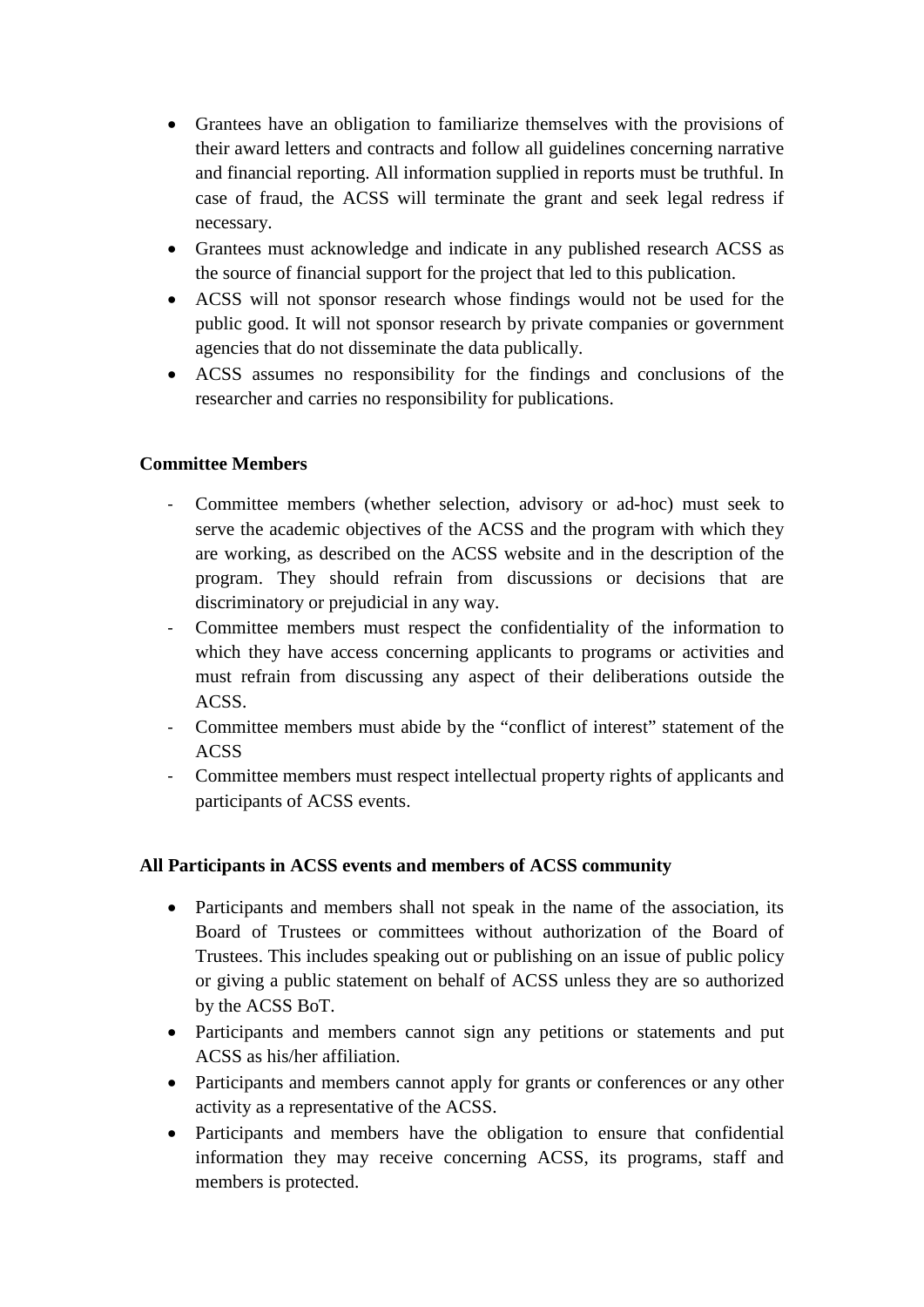- Grantees have an obligation to familiarize themselves with the provisions of their award letters and contracts and follow all guidelines concerning narrative and financial reporting. All information supplied in reports must be truthful. In case of fraud, the ACSS will terminate the grant and seek legal redress if necessary.
- Grantees must acknowledge and indicate in any published research ACSS as the source of financial support for the project that led to this publication.
- ACSS will not sponsor research whose findings would not be used for the public good. It will not sponsor research by private companies or government agencies that do not disseminate the data publically.
- ACSS assumes no responsibility for the findings and conclusions of the researcher and carries no responsibility for publications.

**Committee Members**

- Committee members (whether selection, advisory or ad-hoc) must seek to serve the academic objectives of the ACSS and the program with which they are working, as described on the ACSS website and in the description of the program. They should refrain from discussions or decisions that are discriminatory or prejudicial in any way.
- Committee members must respect the confidentiality of the information to which they have access concerning applicants to programs or activities and must refrain from discussing any aspect of their deliberations outside the ACSS.
- Committee members must abide by the "conflict of interest" statement of the ACSS
- Committee members must respect intellectual property rights of applicants and participants of ACSS events.

**All Participants in ACSS events and members of ACSS community**

- Participants and members shall not speak in the name of the association, its Board of Trustees or committees without authorization of the Board of Trustees. This includes speaking out or publishing on an issue of public policy or giving a public statement on behalf of ACSS unless they are so authorized by the ACSS BoT.
- Participants and members cannot sign any petitions or statements and put ACSS as his/her affiliation.
- Participants and members cannot apply for grants or conferences or any other activity as a representative of the ACSS.
- Participants and members have the obligation to ensure that confidential information they may receive concerning ACSS, its programs, staff and members is protected.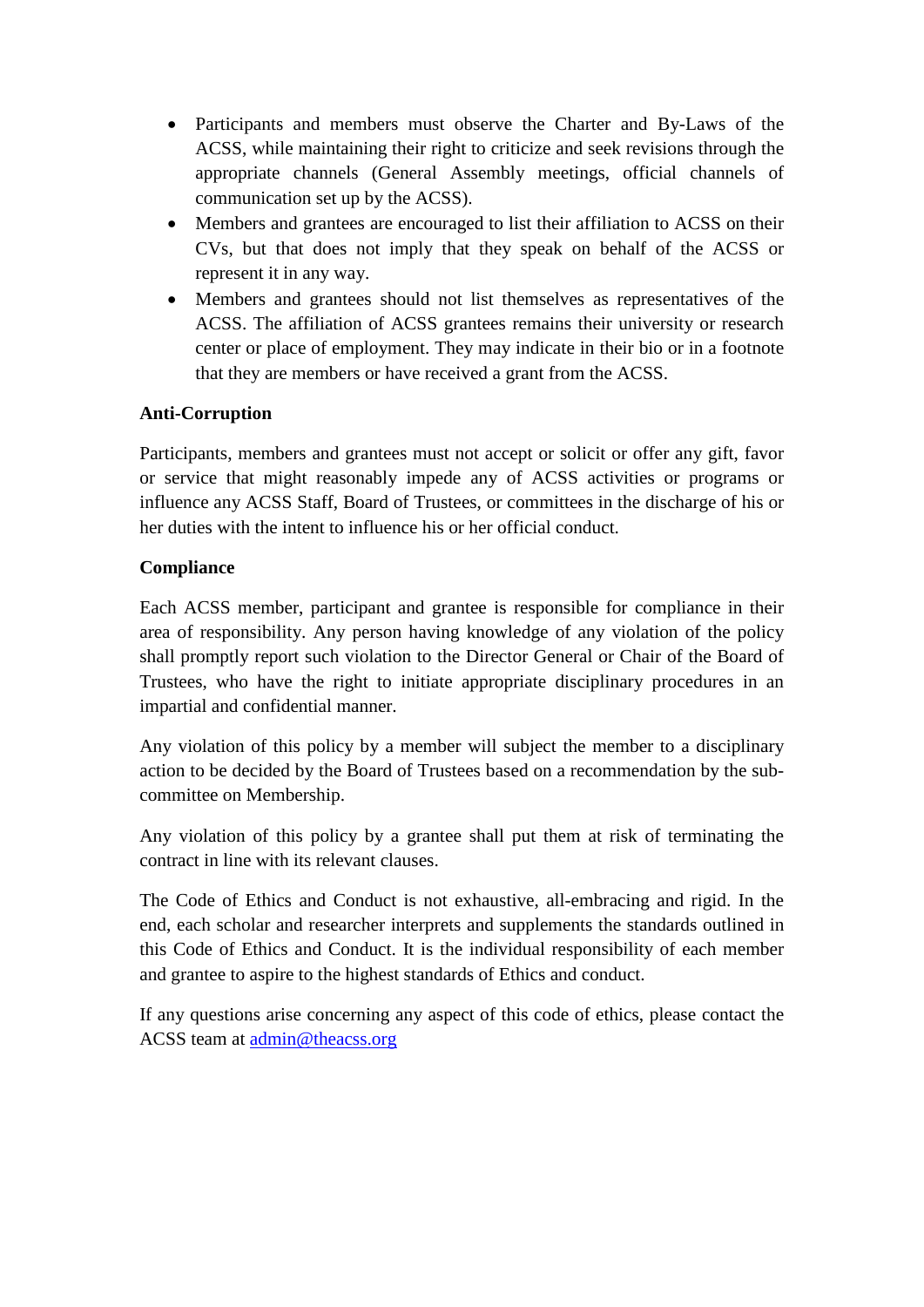- Participants and members must observe the Charter and By-Laws of the ACSS, while maintaining their right to criticize and seek revisions through the appropriate channels (General Assembly meetings, official channels of communication set up by the ACSS).
- Members and grantees are encouraged to list their affiliation to ACSS on their CVs, but that does not imply that they speak on behalf of the ACSS or represent it in any way.
- Members and grantees should not list themselves as representatives of the ACSS. The affiliation of ACSS grantees remains their university or research center or place of employment. They may indicate in their bio or in a footnote that they are members or have received a grant from the ACSS.

**Anti-Corruption**

Participants, members and grantees must not accept or solicit or offer any gift, favor or service that might reasonably impede any of ACSS activities or programs or influence any ACSS Staff, Board of Trustees, or committees in the discharge of his or her duties with the intent to influence his or her official conduct.

**Compliance**

Each ACSS member, participant and grantee is responsible for compliance in their area of responsibility. Any person having knowledge of any violation of the policy shall promptly report such violation to the Director General or Chair of the Board of Trustees, who have the right to initiate appropriate disciplinary procedures in an impartial and confidential manner.

Any violation of this policy by a member will subject the member to a disciplinary action to be decided by the Board of Trustees based on a recommendation by the sub-committee on Membership.

Any violation of this policy by a grantee shall put them at risk of terminating the contract in line with its relevant clauses.

The Code of Ethics and Conduct is not exhaustive, all-embracing and rigid. In the end, each scholar and researcher interprets and supplements the standards outlined in this Code of Ethics and Conduct. It is the individual responsibility of each member and grantee to aspire to the highest standards of Ethics and conduct.

If any questions arise concerning any aspect of this code of ethics, please contact the ACSS team at admin@theacss.org